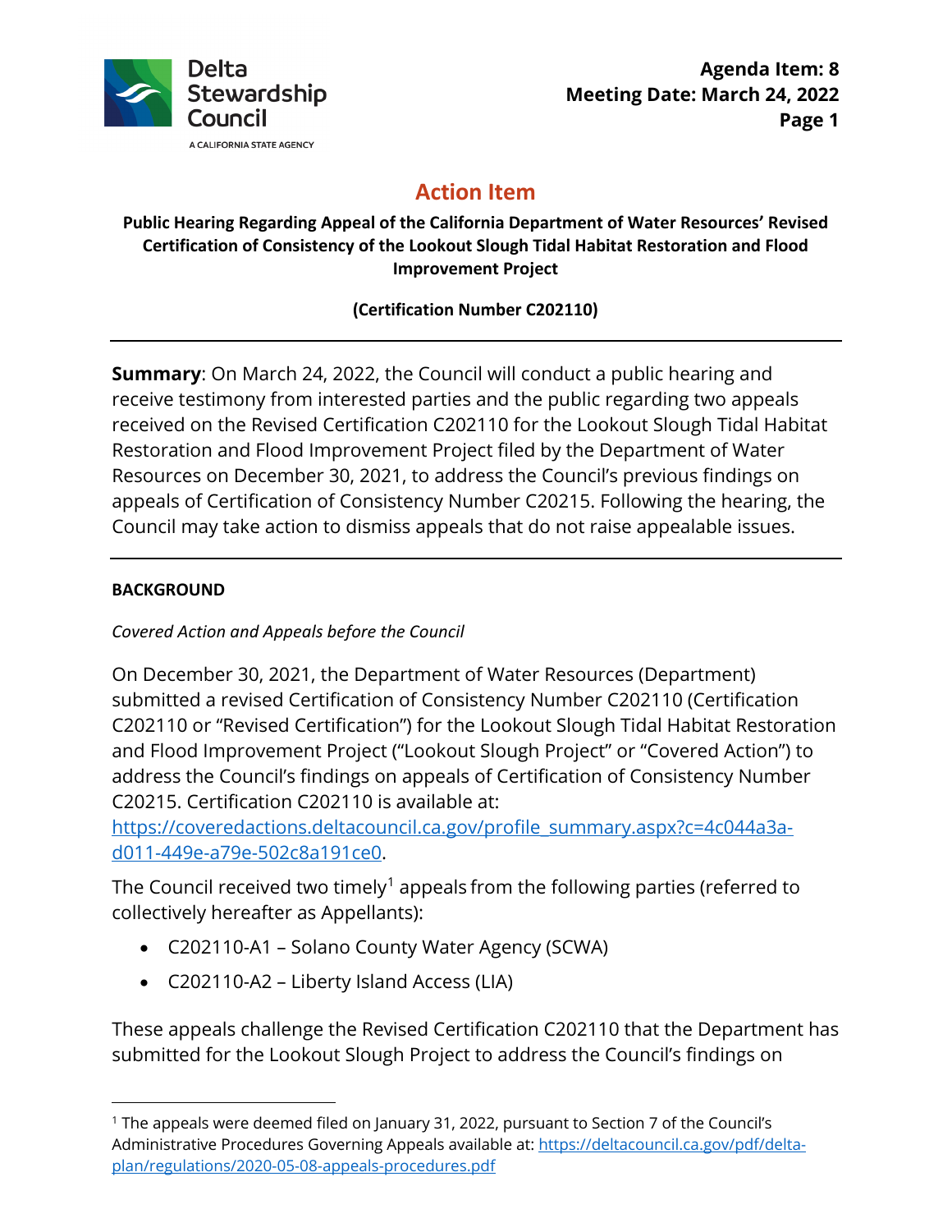# Action Item

**Public Hearing Regarding Appeal of the California Department of Water Resources' Revised Certification of Consistency of the Lookout Slough Tidal Habitat Restoration and Flood Improvement Project**

**(Certification Number C202110)**

---

**Summary**: On March 24, 2022, the Council will conduct a public hearing and receive testimony from interested parties and the public regarding two appeals received on the Revised Certification C202110 for the Lookout Slough Tidal Habitat Restoration and Flood Improvement Project filed by the Department of Water Resources on December 30, 2021, to address the Council's previous findings on appeals of Certification of Consistency Number C20215. Following the hearing, the Council may take action to dismiss appeals that do not raise appealable issues.

---

## BACKGROUND

*Covered Action and Appeals before the Council*

On December 30, 2021, the Department of Water Resources (Department) submitted a revised Certification of Consistency Number C202110 (Certification C202110 or "Revised Certification") for the Lookout Slough Tidal Habitat Restoration and Flood Improvement Project ("Lookout Slough Project" or "Covered Action") to address the Council's findings on appeals of Certification of Consistency Number C20215. Certification C202110 is available at: https://coveredactions.deltacouncil.ca.gov/profile_summary.aspx?c=4c044a3a-d011-449e-a79e-502c8a191ce0.

The Council received two timely[1] appeals from the following parties (referred to collectively hereafter as Appellants):

- C202110-A1 – Solano County Water Agency (SCWA)
- C202110-A2 – Liberty Island Access (LIA)

These appeals challenge the Revised Certification C202110 that the Department has submitted for the Lookout Slough Project to address the Council's findings on

[1] The appeals were deemed filed on January 31, 2022, pursuant to Section 7 of the Council's Administrative Procedures Governing Appeals available at: https://deltacouncil.ca.gov/pdf/delta-plan/regulations/2020-05-08-appeals-procedures.pdf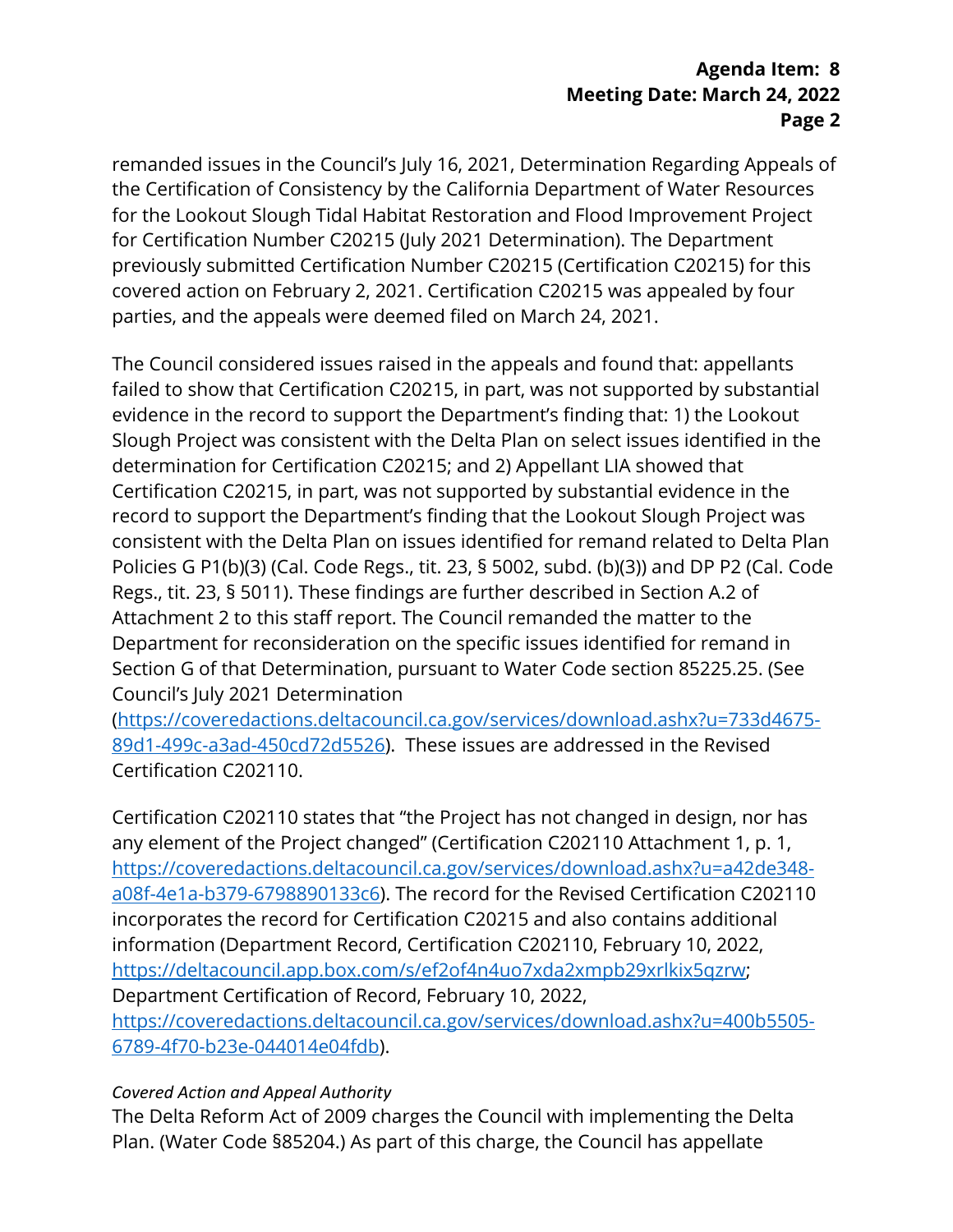remanded issues in the Council's July 16, 2021, Determination Regarding Appeals of the Certification of Consistency by the California Department of Water Resources for the Lookout Slough Tidal Habitat Restoration and Flood Improvement Project for Certification Number C20215 (July 2021 Determination). The Department previously submitted Certification Number C20215 (Certification C20215) for this covered action on February 2, 2021. Certification C20215 was appealed by four parties, and the appeals were deemed filed on March 24, 2021.

The Council considered issues raised in the appeals and found that: appellants failed to show that Certification C20215, in part, was not supported by substantial evidence in the record to support the Department's finding that: 1) the Lookout Slough Project was consistent with the Delta Plan on select issues identified in the determination for Certification C20215; and 2) Appellant LIA showed that Certification C20215, in part, was not supported by substantial evidence in the record to support the Department's finding that the Lookout Slough Project was consistent with the Delta Plan on issues identified for remand related to Delta Plan Policies G P1(b)(3) (Cal. Code Regs., tit. 23, § 5002, subd. (b)(3)) and DP P2 (Cal. Code Regs., tit. 23, § 5011). These findings are further described in Section A.2 of Attachment 2 to this staff report. The Council remanded the matter to the Department for reconsideration on the specific issues identified for remand in Section G of that Determination, pursuant to Water Code section 85225.25. (See Council's July 2021 Determination (https://coveredactions.deltacouncil.ca.gov/services/download.ashx?u=733d4675-89d1-499c-a3ad-450cd72d5526). These issues are addressed in the Revised Certification C202110.

Certification C202110 states that "the Project has not changed in design, nor has any element of the Project changed" (Certification C202110 Attachment 1, p. 1, https://coveredactions.deltacouncil.ca.gov/services/download.ashx?u=a42de348-a08f-4e1a-b379-6798890133c6). The record for the Revised Certification C202110 incorporates the record for Certification C20215 and also contains additional information (Department Record, Certification C202110, February 10, 2022, https://deltacouncil.app.box.com/s/ef2of4n4uo7xda2xmpb29xrlkix5qzrw; Department Certification of Record, February 10, 2022, https://coveredactions.deltacouncil.ca.gov/services/download.ashx?u=400b5505-6789-4f70-b23e-044014e04fdb).

*Covered Action and Appeal Authority*

The Delta Reform Act of 2009 charges the Council with implementing the Delta Plan. (Water Code §85204.) As part of this charge, the Council has appellate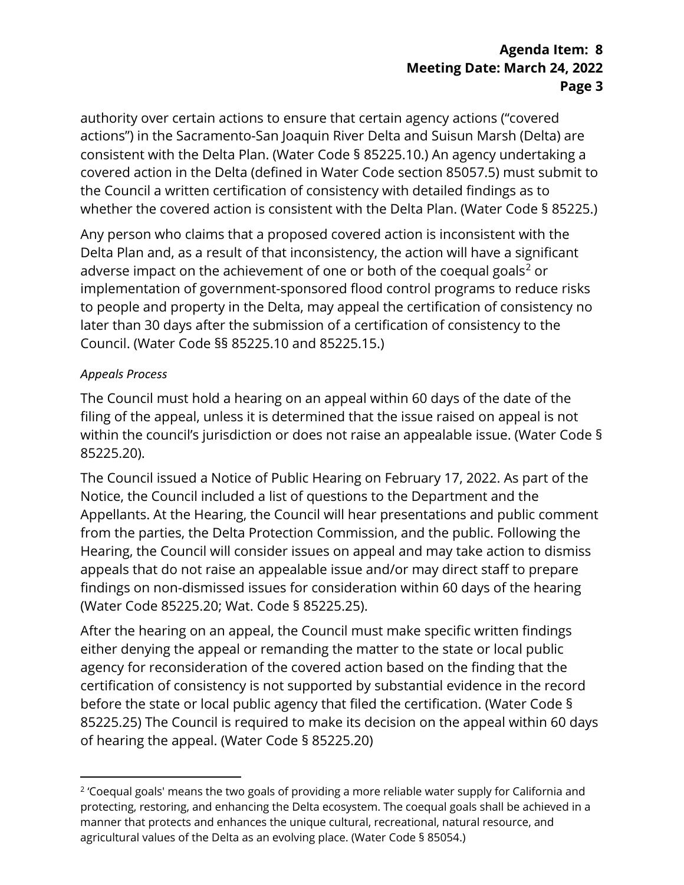authority over certain actions to ensure that certain agency actions ("covered actions") in the Sacramento-San Joaquin River Delta and Suisun Marsh (Delta) are consistent with the Delta Plan. (Water Code § 85225.10.) An agency undertaking a covered action in the Delta (defined in Water Code section 85057.5) must submit to the Council a written certification of consistency with detailed findings as to whether the covered action is consistent with the Delta Plan. (Water Code § 85225.)

Any person who claims that a proposed covered action is inconsistent with the Delta Plan and, as a result of that inconsistency, the action will have a significant adverse impact on the achievement of one or both of the coequal goals[2] or implementation of government-sponsored flood control programs to reduce risks to people and property in the Delta, may appeal the certification of consistency no later than 30 days after the submission of a certification of consistency to the Council. (Water Code §§ 85225.10 and 85225.15.)

*Appeals Process*

The Council must hold a hearing on an appeal within 60 days of the date of the filing of the appeal, unless it is determined that the issue raised on appeal is not within the council's jurisdiction or does not raise an appealable issue. (Water Code § 85225.20).

The Council issued a Notice of Public Hearing on February 17, 2022. As part of the Notice, the Council included a list of questions to the Department and the Appellants. At the Hearing, the Council will hear presentations and public comment from the parties, the Delta Protection Commission, and the public. Following the Hearing, the Council will consider issues on appeal and may take action to dismiss appeals that do not raise an appealable issue and/or may direct staff to prepare findings on non-dismissed issues for consideration within 60 days of the hearing (Water Code 85225.20; Wat. Code § 85225.25).

After the hearing on an appeal, the Council must make specific written findings either denying the appeal or remanding the matter to the state or local public agency for reconsideration of the covered action based on the finding that the certification of consistency is not supported by substantial evidence in the record before the state or local public agency that filed the certification. (Water Code § 85225.25) The Council is required to make its decision on the appeal within 60 days of hearing the appeal. (Water Code § 85225.20)

[2] 'Coequal goals' means the two goals of providing a more reliable water supply for California and protecting, restoring, and enhancing the Delta ecosystem. The coequal goals shall be achieved in a manner that protects and enhances the unique cultural, recreational, natural resource, and agricultural values of the Delta as an evolving place. (Water Code § 85054.)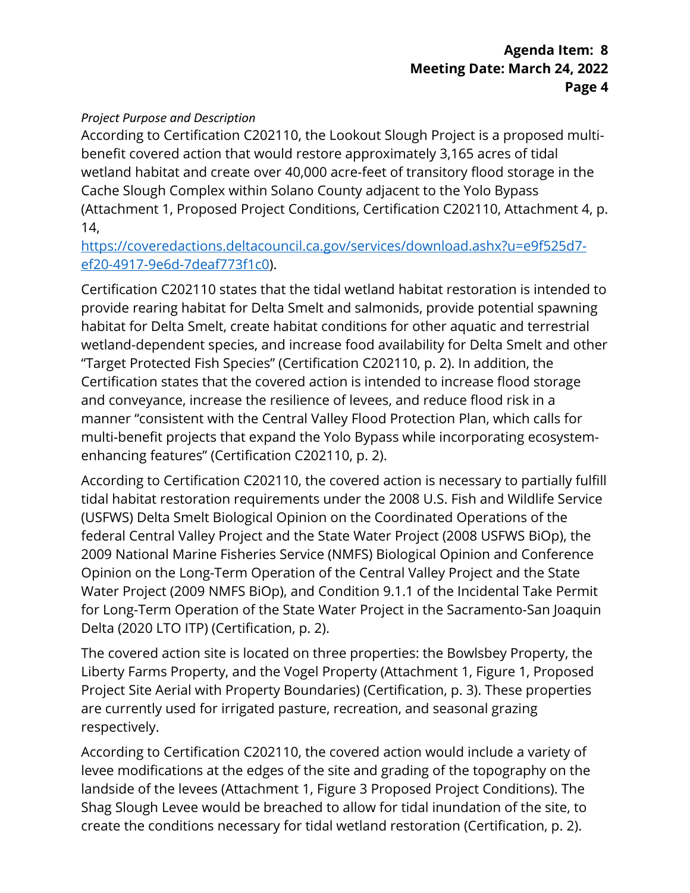*Project Purpose and Description*

According to Certification C202110, the Lookout Slough Project is a proposed multi-benefit covered action that would restore approximately 3,165 acres of tidal wetland habitat and create over 40,000 acre-feet of transitory flood storage in the Cache Slough Complex within Solano County adjacent to the Yolo Bypass (Attachment 1, Proposed Project Conditions, Certification C202110, Attachment 4, p. 14, [https://coveredactions.deltacouncil.ca.gov/services/download.ashx?u=e9f525d7-ef20-4917-9e6d-7deaf773f1c0](https://coveredactions.deltacouncil.ca.gov/services/download.ashx?u=e9f525d7-ef20-4917-9e6d-7deaf773f1c0)).

Certification C202110 states that the tidal wetland habitat restoration is intended to provide rearing habitat for Delta Smelt and salmonids, provide potential spawning habitat for Delta Smelt, create habitat conditions for other aquatic and terrestrial wetland-dependent species, and increase food availability for Delta Smelt and other "Target Protected Fish Species" (Certification C202110, p. 2). In addition, the Certification states that the covered action is intended to increase flood storage and conveyance, increase the resilience of levees, and reduce flood risk in a manner "consistent with the Central Valley Flood Protection Plan, which calls for multi-benefit projects that expand the Yolo Bypass while incorporating ecosystem-enhancing features" (Certification C202110, p. 2).

According to Certification C202110, the covered action is necessary to partially fulfill tidal habitat restoration requirements under the 2008 U.S. Fish and Wildlife Service (USFWS) Delta Smelt Biological Opinion on the Coordinated Operations of the federal Central Valley Project and the State Water Project (2008 USFWS BiOp), the 2009 National Marine Fisheries Service (NMFS) Biological Opinion and Conference Opinion on the Long-Term Operation of the Central Valley Project and the State Water Project (2009 NMFS BiOp), and Condition 9.1.1 of the Incidental Take Permit for Long-Term Operation of the State Water Project in the Sacramento-San Joaquin Delta (2020 LTO ITP) (Certification, p. 2).

The covered action site is located on three properties: the Bowlsbey Property, the Liberty Farms Property, and the Vogel Property (Attachment 1, Figure 1, Proposed Project Site Aerial with Property Boundaries) (Certification, p. 3). These properties are currently used for irrigated pasture, recreation, and seasonal grazing respectively.

According to Certification C202110, the covered action would include a variety of levee modifications at the edges of the site and grading of the topography on the landside of the levees (Attachment 1, Figure 3 Proposed Project Conditions). The Shag Slough Levee would be breached to allow for tidal inundation of the site, to create the conditions necessary for tidal wetland restoration (Certification, p. 2).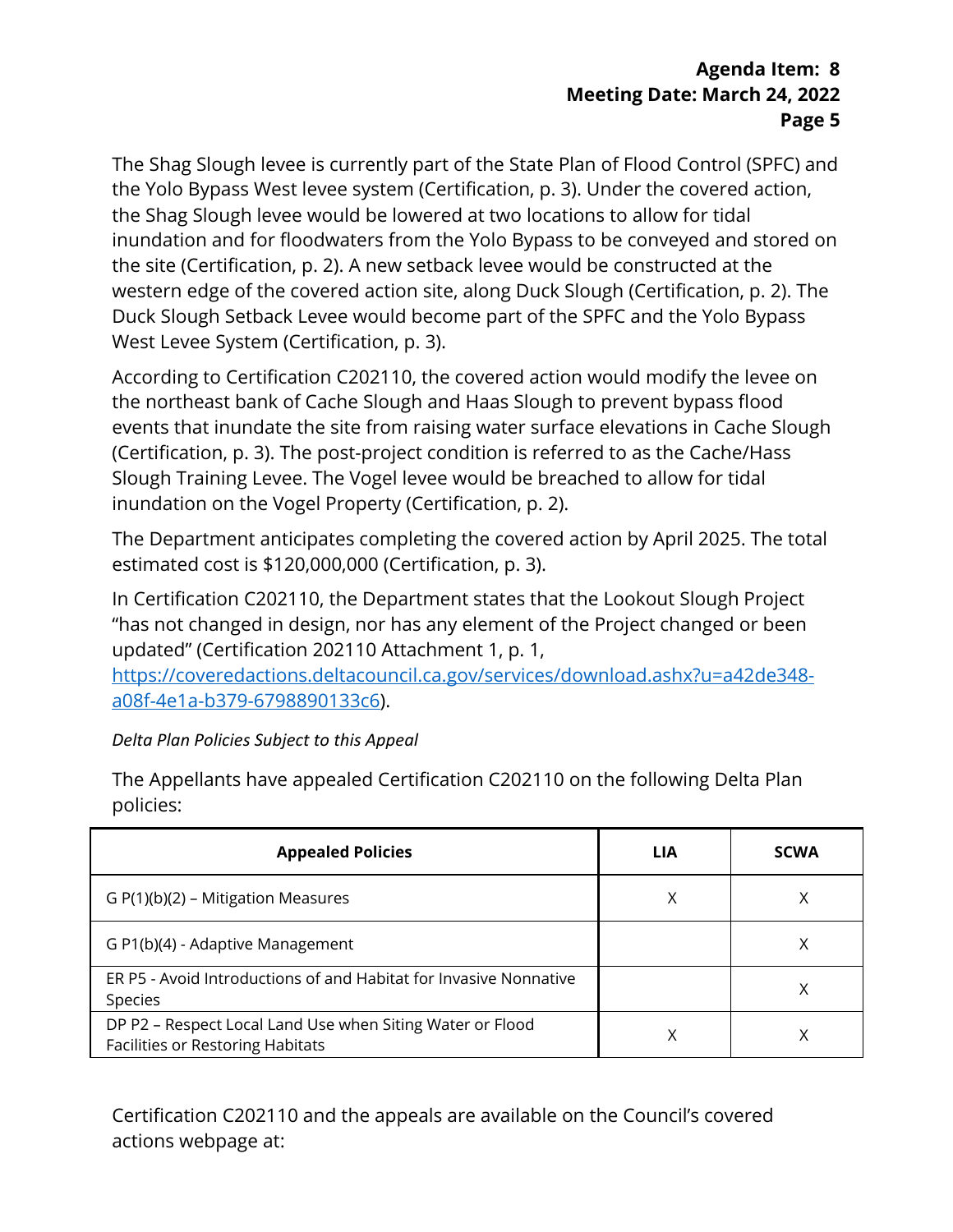The Shag Slough levee is currently part of the State Plan of Flood Control (SPFC) and the Yolo Bypass West levee system (Certification, p. 3). Under the covered action, the Shag Slough levee would be lowered at two locations to allow for tidal inundation and for floodwaters from the Yolo Bypass to be conveyed and stored on the site (Certification, p. 2). A new setback levee would be constructed at the western edge of the covered action site, along Duck Slough (Certification, p. 2). The Duck Slough Setback Levee would become part of the SPFC and the Yolo Bypass West Levee System (Certification, p. 3).

According to Certification C202110, the covered action would modify the levee on the northeast bank of Cache Slough and Haas Slough to prevent bypass flood events that inundate the site from raising water surface elevations in Cache Slough (Certification, p. 3). The post-project condition is referred to as the Cache/Hass Slough Training Levee. The Vogel levee would be breached to allow for tidal inundation on the Vogel Property (Certification, p. 2).

The Department anticipates completing the covered action by April 2025. The total estimated cost is $120,000,000 (Certification, p. 3).

In Certification C202110, the Department states that the Lookout Slough Project "has not changed in design, nor has any element of the Project changed or been updated" (Certification 202110 Attachment 1, p. 1, [https://coveredactions.deltacouncil.ca.gov/services/download.ashx?u=a42de348-a08f-4e1a-b379-6798890133c6](https://coveredactions.deltacouncil.ca.gov/services/download.ashx?u=a42de348-a08f-4e1a-b379-6798890133c6)).

*Delta Plan Policies Subject to this Appeal*

The Appellants have appealed Certification C202110 on the following Delta Plan policies:

| Appealed Policies | LIA | SCWA |
|---|---|---|
| G P(1)(b)(2) – Mitigation Measures | X | X |
| G P1(b)(4) - Adaptive Management | | X |
| ER P5 - Avoid Introductions of and Habitat for Invasive Nonnative Species | | X |
| DP P2 – Respect Local Land Use when Siting Water or Flood Facilities or Restoring Habitats | X | X |

Certification C202110 and the appeals are available on the Council's covered actions webpage at: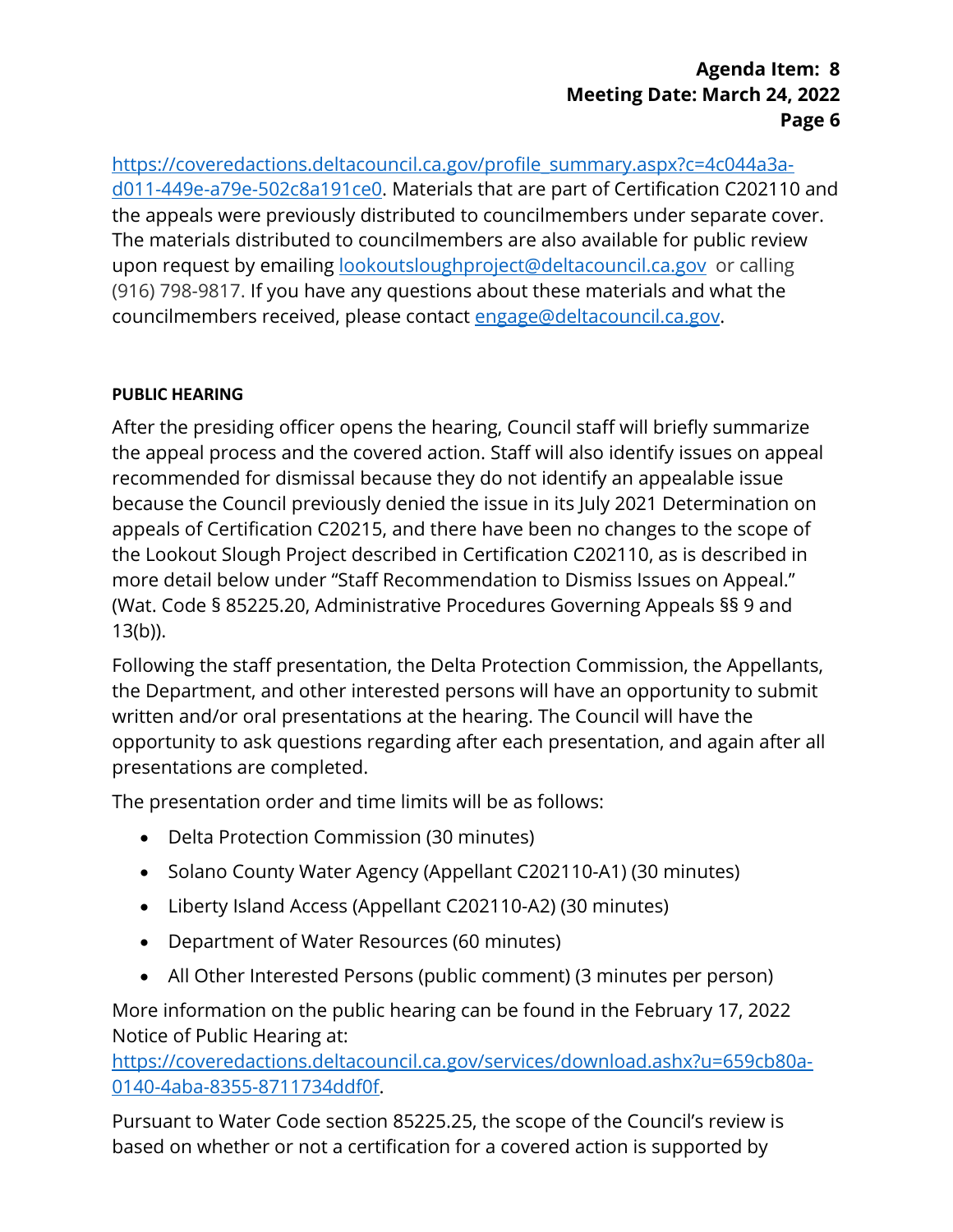https://coveredactions.deltacouncil.ca.gov/profile_summary.aspx?c=4c044a3a-d011-449e-a79e-502c8a191ce0. Materials that are part of Certification C202110 and the appeals were previously distributed to councilmembers under separate cover. The materials distributed to councilmembers are also available for public review upon request by emailing lookoutsloughproject@deltacouncil.ca.gov or calling (916) 798-9817. If you have any questions about these materials and what the councilmembers received, please contact engage@deltacouncil.ca.gov.

**PUBLIC HEARING**

After the presiding officer opens the hearing, Council staff will briefly summarize the appeal process and the covered action. Staff will also identify issues on appeal recommended for dismissal because they do not identify an appealable issue because the Council previously denied the issue in its July 2021 Determination on appeals of Certification C20215, and there have been no changes to the scope of the Lookout Slough Project described in Certification C202110, as is described in more detail below under "Staff Recommendation to Dismiss Issues on Appeal." (Wat. Code § 85225.20, Administrative Procedures Governing Appeals §§ 9 and 13(b)).

Following the staff presentation, the Delta Protection Commission, the Appellants, the Department, and other interested persons will have an opportunity to submit written and/or oral presentations at the hearing. The Council will have the opportunity to ask questions regarding after each presentation, and again after all presentations are completed.

The presentation order and time limits will be as follows:

- Delta Protection Commission (30 minutes)
- Solano County Water Agency (Appellant C202110-A1) (30 minutes)
- Liberty Island Access (Appellant C202110-A2) (30 minutes)
- Department of Water Resources (60 minutes)
- All Other Interested Persons (public comment) (3 minutes per person)

More information on the public hearing can be found in the February 17, 2022 Notice of Public Hearing at: https://coveredactions.deltacouncil.ca.gov/services/download.ashx?u=659cb80a-0140-4aba-8355-8711734ddf0f.

Pursuant to Water Code section 85225.25, the scope of the Council's review is based on whether or not a certification for a covered action is supported by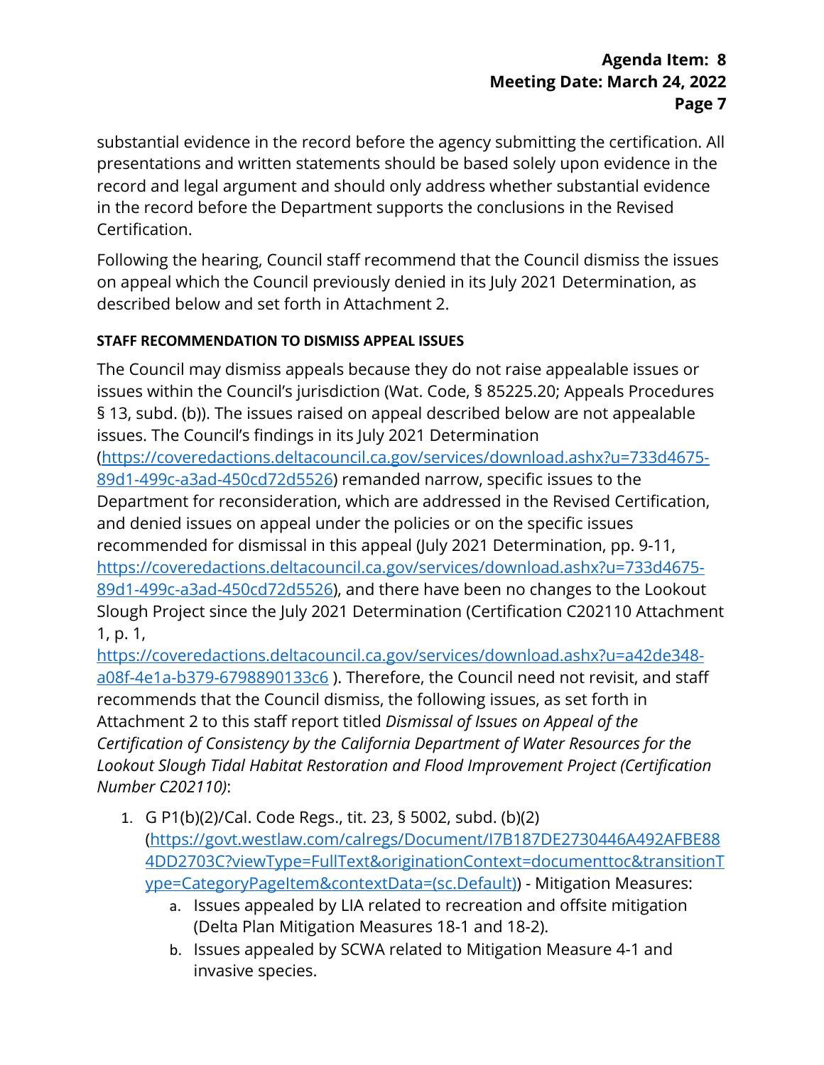substantial evidence in the record before the agency submitting the certification. All presentations and written statements should be based solely upon evidence in the record and legal argument and should only address whether substantial evidence in the record before the Department supports the conclusions in the Revised Certification.

Following the hearing, Council staff recommend that the Council dismiss the issues on appeal which the Council previously denied in its July 2021 Determination, as described below and set forth in Attachment 2.

#### STAFF RECOMMENDATION TO DISMISS APPEAL ISSUES

The Council may dismiss appeals because they do not raise appealable issues or issues within the Council's jurisdiction (Wat. Code, § 85225.20; Appeals Procedures § 13, subd. (b)). The issues raised on appeal described below are not appealable issues. The Council's findings in its July 2021 Determination ([https://coveredactions.deltacouncil.ca.gov/services/download.ashx?u=733d4675-89d1-499c-a3ad-450cd72d5526](https://coveredactions.deltacouncil.ca.gov/services/download.ashx?u=733d4675-89d1-499c-a3ad-450cd72d5526)) remanded narrow, specific issues to the Department for reconsideration, which are addressed in the Revised Certification, and denied issues on appeal under the policies or on the specific issues recommended for dismissal in this appeal (July 2021 Determination, pp. 9-11, [https://coveredactions.deltacouncil.ca.gov/services/download.ashx?u=733d4675-89d1-499c-a3ad-450cd72d5526](https://coveredactions.deltacouncil.ca.gov/services/download.ashx?u=733d4675-89d1-499c-a3ad-450cd72d5526)), and there have been no changes to the Lookout Slough Project since the July 2021 Determination (Certification C202110 Attachment 1, p. 1, [https://coveredactions.deltacouncil.ca.gov/services/download.ashx?u=a42de348-a08f-4e1a-b379-6798890133c6](https://coveredactions.deltacouncil.ca.gov/services/download.ashx?u=a42de348-a08f-4e1a-b379-6798890133c6) ). Therefore, the Council need not revisit, and staff recommends that the Council dismiss, the following issues, as set forth in Attachment 2 to this staff report titled *Dismissal of Issues on Appeal of the Certification of Consistency by the California Department of Water Resources for the Lookout Slough Tidal Habitat Restoration and Flood Improvement Project (Certification Number C202110)*:

1. G P1(b)(2)/Cal. Code Regs., tit. 23, § 5002, subd. (b)(2) ([https://govt.westlaw.com/calregs/Document/I7B187DE2730446A492AFBE884DD2703C?viewType=FullText&originationContext=documenttoc&transitionType=CategoryPageItem&contextData=(sc.Default)](https://govt.westlaw.com/calregs/Document/I7B187DE2730446A492AFBE884DD2703C?viewType=FullText&originationContext=documenttoc&transitionType=CategoryPageItem&contextData=(sc.Default))) - Mitigation Measures:
   a. Issues appealed by LIA related to recreation and offsite mitigation (Delta Plan Mitigation Measures 18-1 and 18-2).
   b. Issues appealed by SCWA related to Mitigation Measure 4-1 and invasive species.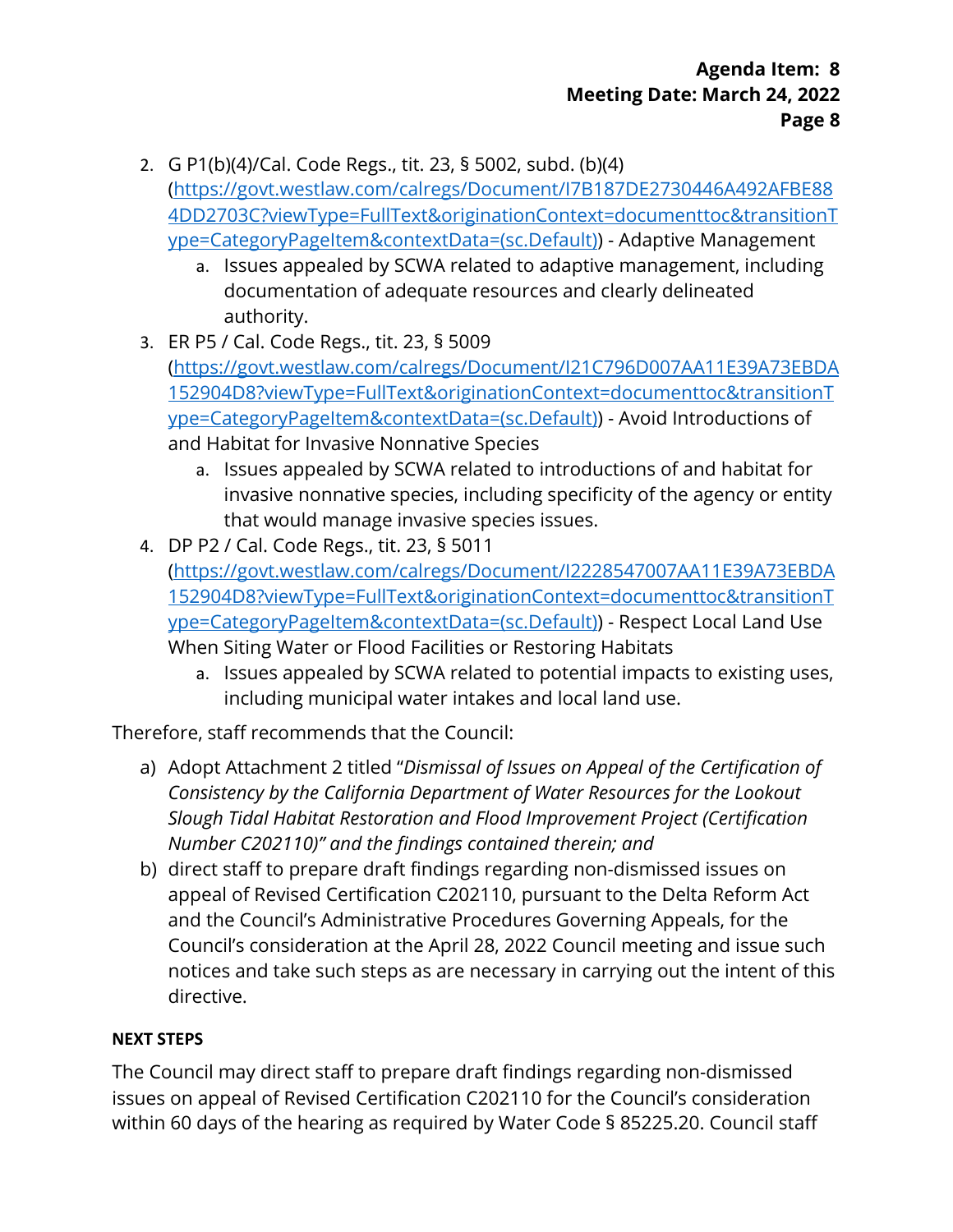2. G P1(b)(4)/Cal. Code Regs., tit. 23, § 5002, subd. (b)(4) ([https://govt.westlaw.com/calregs/Document/I7B187DE2730446A492AFBE884DD2703C?viewType=FullText&originationContext=documenttoc&transitionType=CategoryPageItem&contextData=(sc.Default)](https://govt.westlaw.com/calregs/Document/I7B187DE2730446A492AFBE884DD2703C?viewType=FullText&originationContext=documenttoc&transitionType=CategoryPageItem&contextData=(sc.Default))) - Adaptive Management
    a. Issues appealed by SCWA related to adaptive management, including documentation of adequate resources and clearly delineated authority.
3. ER P5 / Cal. Code Regs., tit. 23, § 5009 ([https://govt.westlaw.com/calregs/Document/I21C796D007AA11E39A73EBDA152904D8?viewType=FullText&originationContext=documenttoc&transitionType=CategoryPageItem&contextData=(sc.Default)](https://govt.westlaw.com/calregs/Document/I21C796D007AA11E39A73EBDA152904D8?viewType=FullText&originationContext=documenttoc&transitionType=CategoryPageItem&contextData=(sc.Default))) - Avoid Introductions of and Habitat for Invasive Nonnative Species
    a. Issues appealed by SCWA related to introductions of and habitat for invasive nonnative species, including specificity of the agency or entity that would manage invasive species issues.
4. DP P2 / Cal. Code Regs., tit. 23, § 5011 ([https://govt.westlaw.com/calregs/Document/I2228547007AA11E39A73EBDA152904D8?viewType=FullText&originationContext=documenttoc&transitionType=CategoryPageItem&contextData=(sc.Default)](https://govt.westlaw.com/calregs/Document/I2228547007AA11E39A73EBDA152904D8?viewType=FullText&originationContext=documenttoc&transitionType=CategoryPageItem&contextData=(sc.Default))) - Respect Local Land Use When Siting Water or Flood Facilities or Restoring Habitats
    a. Issues appealed by SCWA related to potential impacts to existing uses, including municipal water intakes and local land use.

Therefore, staff recommends that the Council:

a) Adopt Attachment 2 titled "*Dismissal of Issues on Appeal of the Certification of Consistency by the California Department of Water Resources for the Lookout Slough Tidal Habitat Restoration and Flood Improvement Project (Certification Number C202110)" and the findings contained therein; and*
b) direct staff to prepare draft findings regarding non-dismissed issues on appeal of Revised Certification C202110, pursuant to the Delta Reform Act and the Council's Administrative Procedures Governing Appeals, for the Council's consideration at the April 28, 2022 Council meeting and issue such notices and take such steps as are necessary in carrying out the intent of this directive.

**NEXT STEPS**

The Council may direct staff to prepare draft findings regarding non-dismissed issues on appeal of Revised Certification C202110 for the Council's consideration within 60 days of the hearing as required by Water Code § 85225.20. Council staff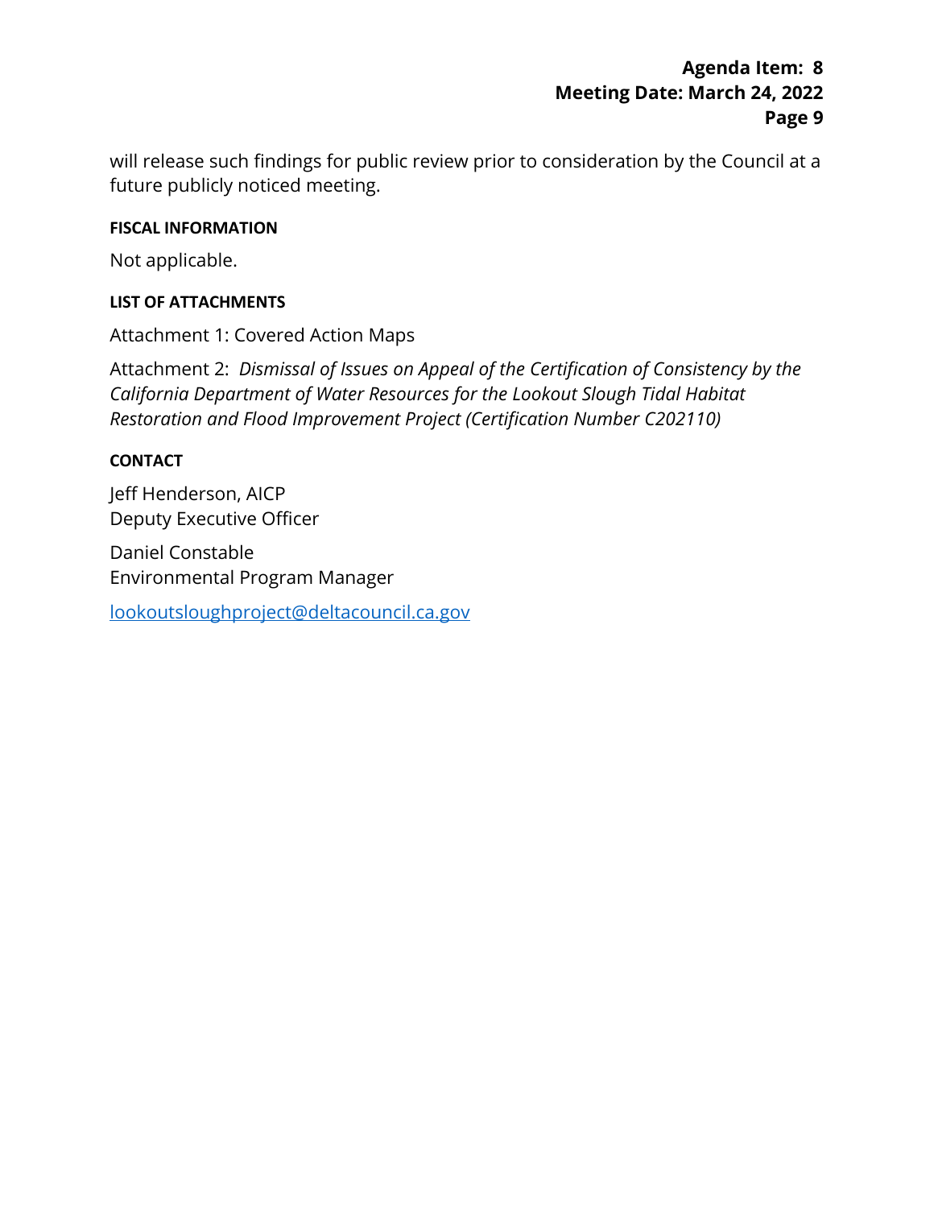will release such findings for public review prior to consideration by the Council at a future publicly noticed meeting.

#### FISCAL INFORMATION

Not applicable.

#### LIST OF ATTACHMENTS

Attachment 1: Covered Action Maps

Attachment 2: *Dismissal of Issues on Appeal of the Certification of Consistency by the California Department of Water Resources for the Lookout Slough Tidal Habitat Restoration and Flood Improvement Project (Certification Number C202110)*

#### CONTACT

Jeff Henderson, AICP
Deputy Executive Officer

Daniel Constable
Environmental Program Manager

lookoutsloughproject@deltacouncil.ca.gov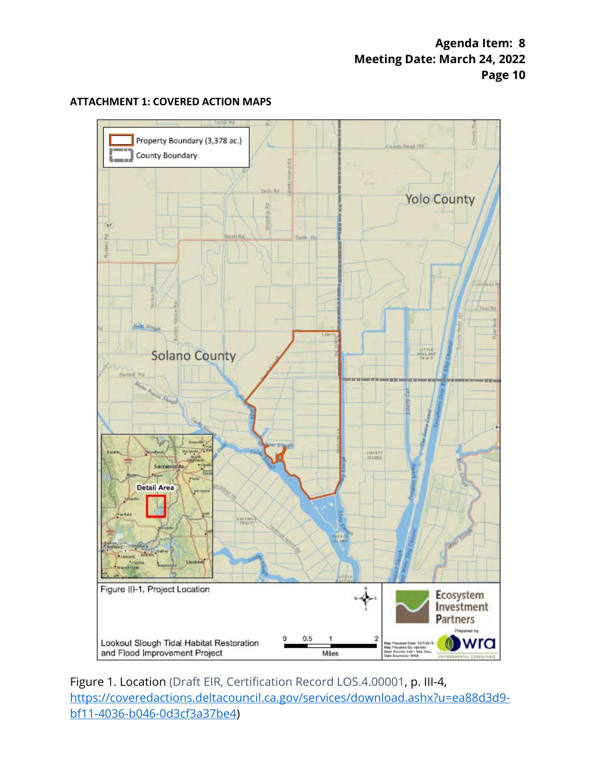**ATTACHMENT 1: COVERED ACTION MAPS**

Figure 1. Location (Draft EIR, Certification Record LOS.4.00001, p. III-4, https://coveredactions.deltacouncil.ca.gov/services/download.ashx?u=ea88d3d9-bf11-4036-b046-0d3cf3a37be4)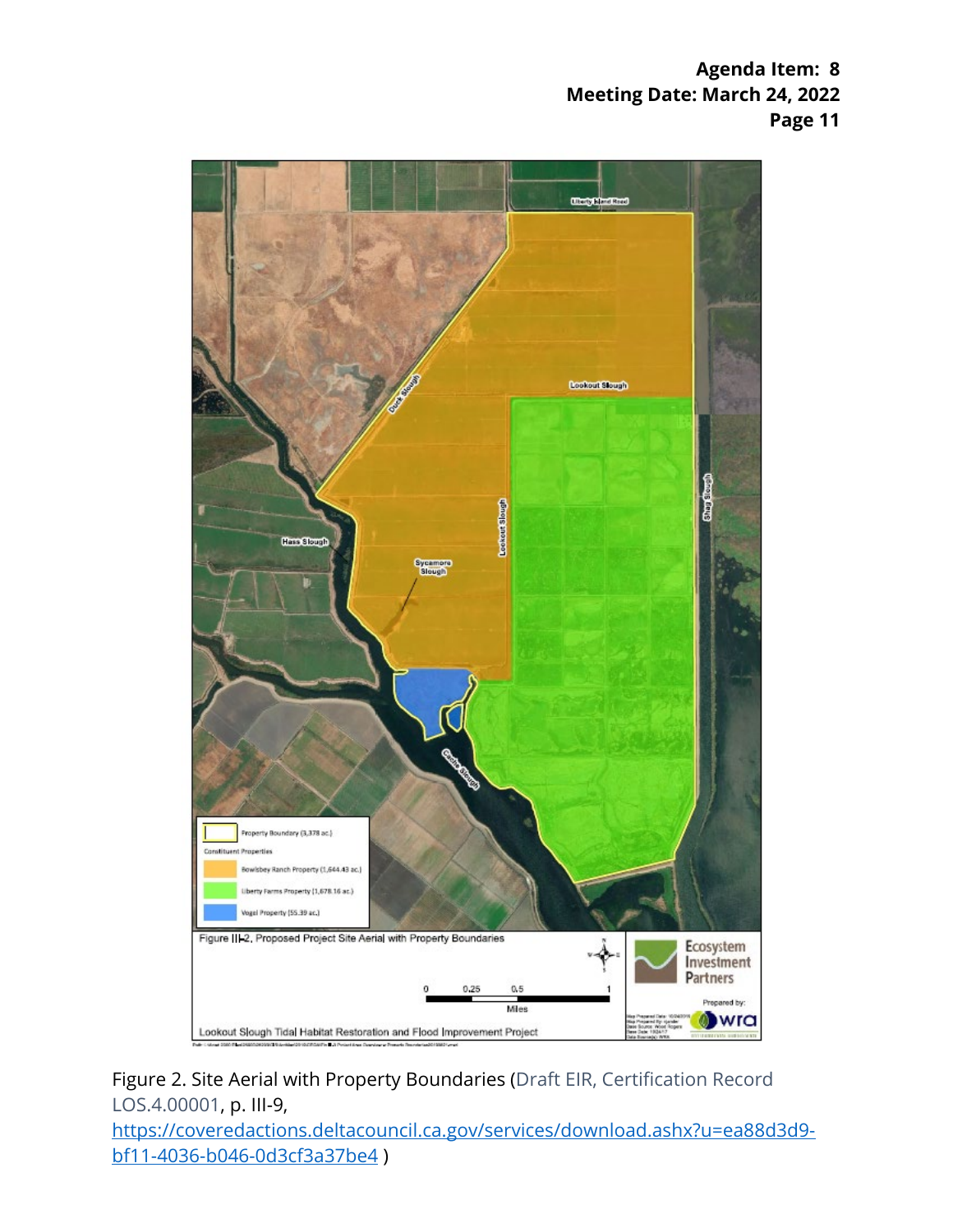Figure 2. Site Aerial with Property Boundaries (Draft EIR, Certification Record LOS.4.00001, p. III-9, https://coveredactions.deltacouncil.ca.gov/services/download.ashx?u=ea88d3d9-bf11-4036-b046-0d3cf3a37be4 )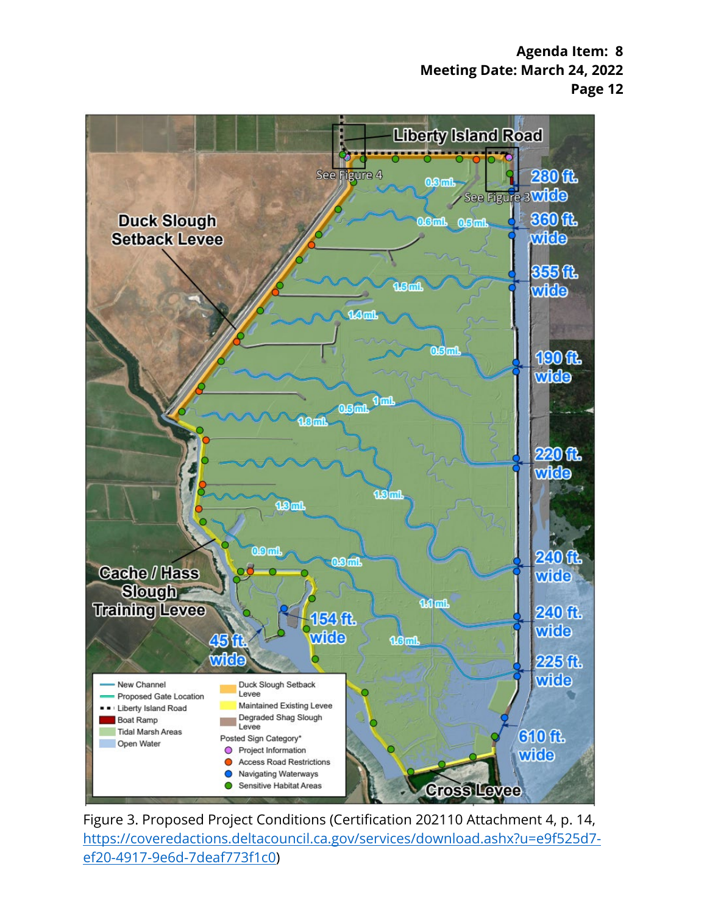Liberty Island Road

See Figure 4

See Figure 3

Duck Slough Setback Levee

0.3 mi.

280 ft. wide

0.6 mi.

0.5 mi.

360 ft. wide

355 ft. wide

1.5 mi.

1.4 mi.

0.5 mi.

190 ft. wide

1 mi.

0.5 mi.

1.8 mi.

220 ft. wide

1.3 mi.

1.3 mi.

0.9 mi.

0.3 mi.

240 ft. wide

Cache / Hass Slough Training Levee

1.1 mi.

240 ft. wide

154 ft. wide

45 ft. wide

1.6 mi.

225 ft. wide

610 ft. wide

Cross Levee

New Channel

Proposed Gate Location

Liberty Island Road

Boat Ramp

Tidal Marsh Areas

Open Water

Duck Slough Setback Levee

Maintained Existing Levee

Degraded Shag Slough Levee

Posted Sign Category*

Project Information

Access Road Restrictions

Navigating Waterways

Sensitive Habitat Areas

Figure 3. Proposed Project Conditions (Certification 202110 Attachment 4, p. 14, https://coveredactions.deltacouncil.ca.gov/services/download.ashx?u=e9f525d7-ef20-4917-9e6d-7deaf773f1c0)